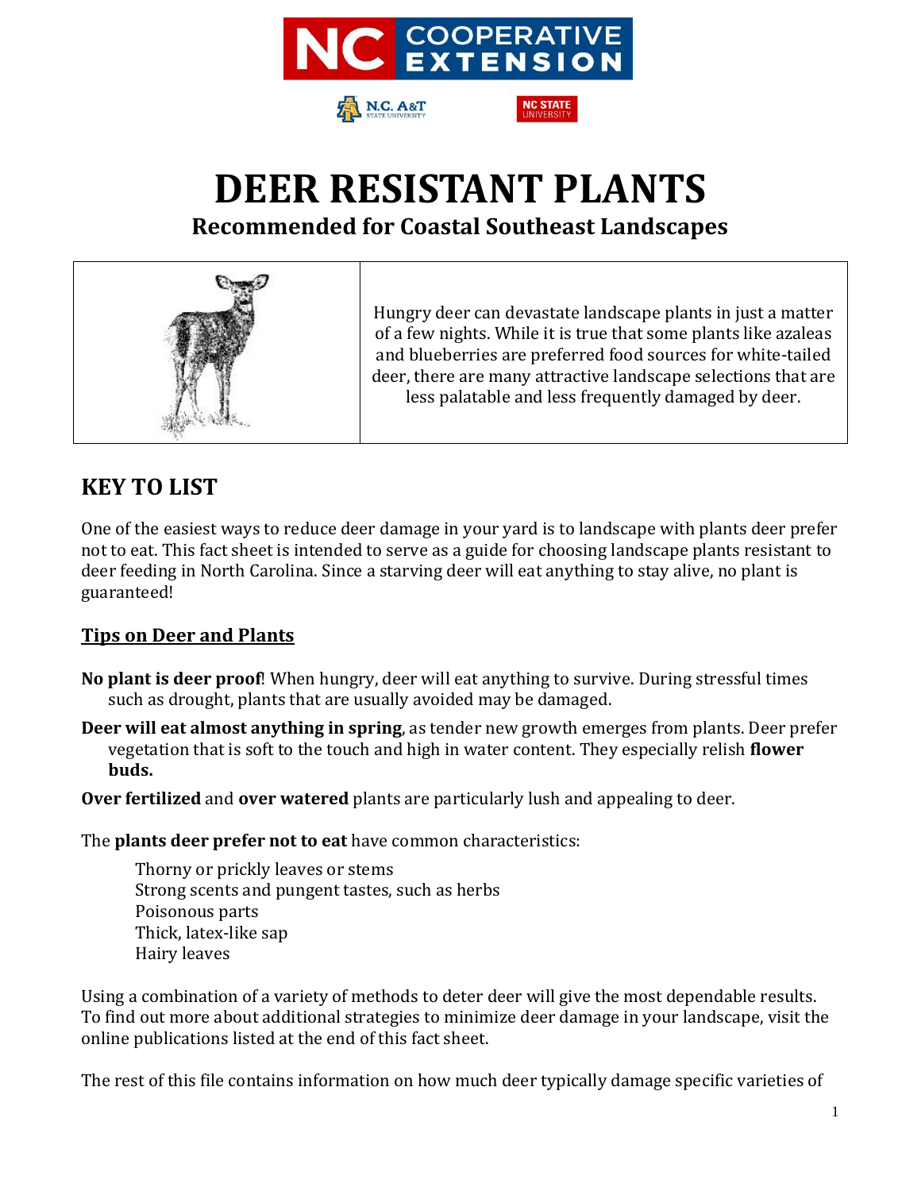NC COOPERATIVE EXTENSION

N.C. A&T STATE UNIVERSITY | NC STATE UNIVERSITY

# DEER RESISTANT PLANTS

## Recommended for Coastal Southeast Landscapes

Hungry deer can devastate landscape plants in just a matter of a few nights. While it is true that some plants like azaleas and blueberries are preferred food sources for white-tailed deer, there are many attractive landscape selections that are less palatable and less frequently damaged by deer.

## KEY TO LIST

One of the easiest ways to reduce deer damage in your yard is to landscape with plants deer prefer not to eat. This fact sheet is intended to serve as a guide for choosing landscape plants resistant to deer feeding in North Carolina. Since a starving deer will eat anything to stay alive, no plant is guaranteed!

### Tips on Deer and Plants

**No plant is deer proof**! When hungry, deer will eat anything to survive. During stressful times such as drought, plants that are usually avoided may be damaged.

**Deer will eat almost anything in spring**, as tender new growth emerges from plants. Deer prefer vegetation that is soft to the touch and high in water content. They especially relish **flower buds.**

**Over fertilized** and **over watered** plants are particularly lush and appealing to deer.

The **plants deer prefer not to eat** have common characteristics:

- Thorny or prickly leaves or stems
- Strong scents and pungent tastes, such as herbs
- Poisonous parts
- Thick, latex-like sap
- Hairy leaves

Using a combination of a variety of methods to deter deer will give the most dependable results. To find out more about additional strategies to minimize deer damage in your landscape, visit the online publications listed at the end of this fact sheet.

The rest of this file contains information on how much deer typically damage specific varieties of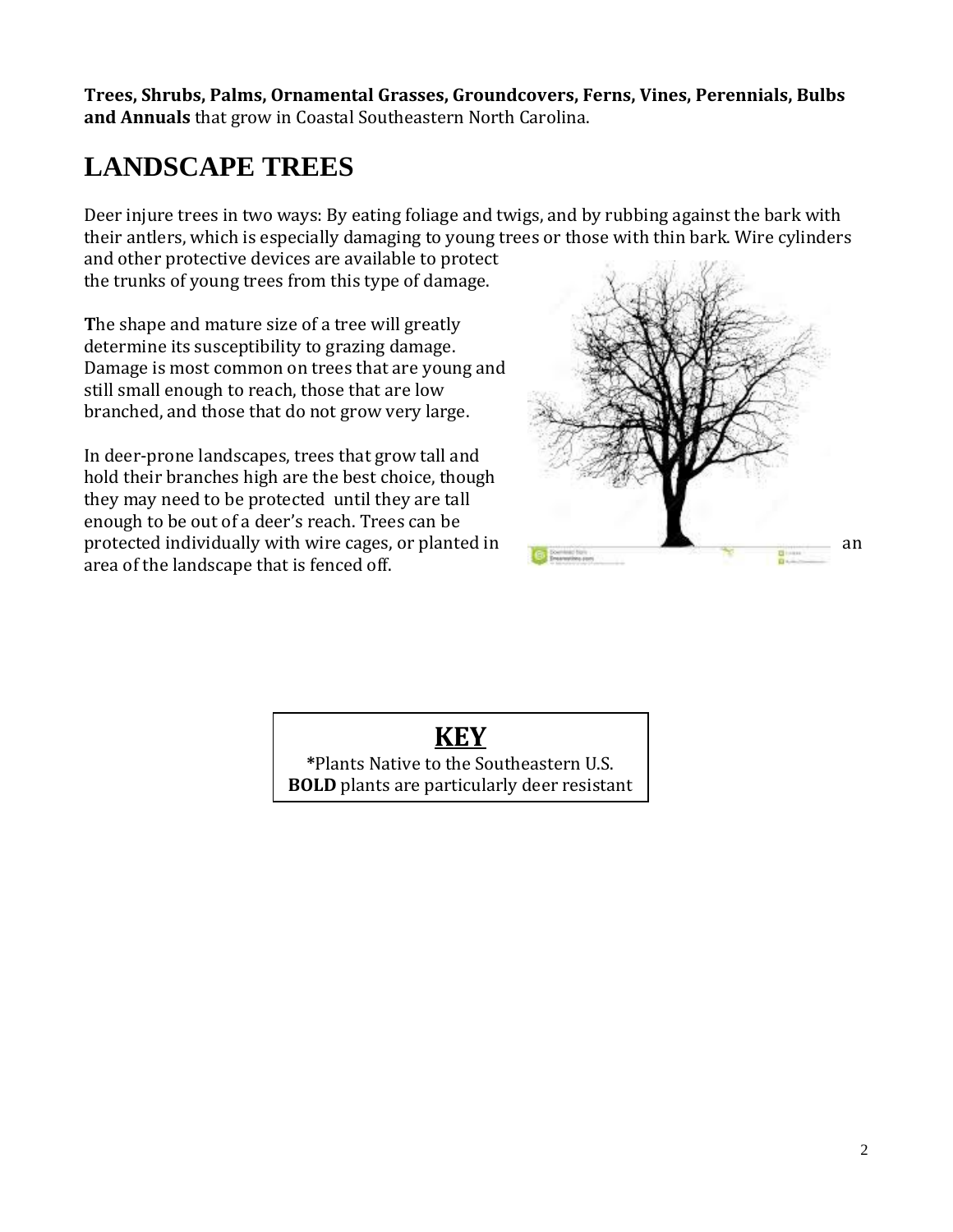**Trees, Shrubs, Palms, Ornamental Grasses, Groundcovers, Ferns, Vines, Perennials, Bulbs and Annuals** that grow in Coastal Southeastern North Carolina.

# LANDSCAPE TREES

Deer injure trees in two ways: By eating foliage and twigs, and by rubbing against the bark with their antlers, which is especially damaging to young trees or those with thin bark. Wire cylinders and other protective devices are available to protect the trunks of young trees from this type of damage.

**T**he shape and mature size of a tree will greatly determine its susceptibility to grazing damage. Damage is most common on trees that are young and still small enough to reach, those that are low branched, and those that do not grow very large.

In deer-prone landscapes, trees that grow tall and hold their branches high are the best choice, though they may need to be protected until they are tall enough to be out of a deer's reach. Trees can be protected individually with wire cages, or planted in an area of the landscape that is fenced off.

## KEY

***Plants Native to the Southeastern U.S.

**BOLD** plants are particularly deer resistant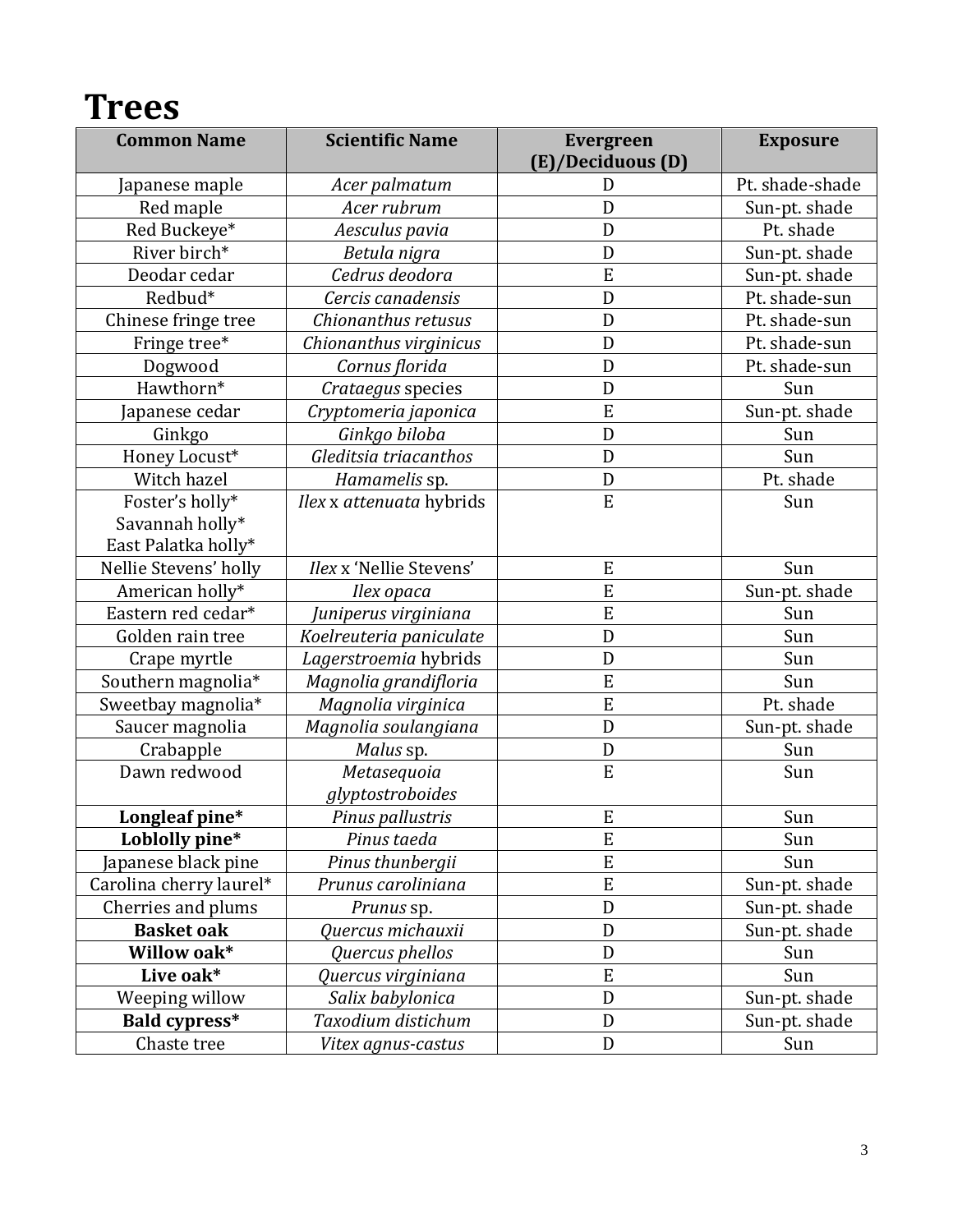# Trees

| Common Name | Scientific Name | Evergreen (E)/Deciduous (D) | Exposure |
|---|---|---|---|
| Japanese maple | *Acer palmatum* | D | Pt. shade-shade |
| Red maple | *Acer rubrum* | D | Sun-pt. shade |
| Red Buckeye* | *Aesculus pavia* | D | Pt. shade |
| River birch* | *Betula nigra* | D | Sun-pt. shade |
| Deodar cedar | *Cedrus deodora* | E | Sun-pt. shade |
| Redbud* | *Cercis canadensis* | D | Pt. shade-sun |
| Chinese fringe tree | *Chionanthus retusus* | D | Pt. shade-sun |
| Fringe tree* | *Chionanthus virginicus* | D | Pt. shade-sun |
| Dogwood | *Cornus florida* | D | Pt. shade-sun |
| Hawthorn* | *Crataegus* species | D | Sun |
| Japanese cedar | *Cryptomeria japonica* | E | Sun-pt. shade |
| Ginkgo | *Ginkgo biloba* | D | Sun |
| Honey Locust* | *Gleditsia triacanthos* | D | Sun |
| Witch hazel | *Hamamelis* sp. | D | Pt. shade |
| Foster's holly* Savannah holly* East Palatka holly* | *Ilex* x *attenuata* hybrids | E | Sun |
| Nellie Stevens' holly | *Ilex* x 'Nellie Stevens' | E | Sun |
| American holly* | *Ilex opaca* | E | Sun-pt. shade |
| Eastern red cedar* | *Juniperus virginiana* | E | Sun |
| Golden rain tree | *Koelreuteria paniculate* | D | Sun |
| Crape myrtle | *Lagerstroemia* hybrids | D | Sun |
| Southern magnolia* | *Magnolia grandifloria* | E | Sun |
| Sweetbay magnolia* | *Magnolia virginica* | E | Pt. shade |
| Saucer magnolia | *Magnolia soulangiana* | D | Sun-pt. shade |
| Crabapple | *Malus* sp. | D | Sun |
| Dawn redwood | *Metasequoia glyptostroboides* | E | Sun |
| **Longleaf pine*** | *Pinus pallustris* | E | Sun |
| **Loblolly pine*** | *Pinus taeda* | E | Sun |
| Japanese black pine | *Pinus thunbergii* | E | Sun |
| Carolina cherry laurel* | *Prunus caroliniana* | E | Sun-pt. shade |
| Cherries and plums | *Prunus* sp. | D | Sun-pt. shade |
| **Basket oak** | *Quercus michauxii* | D | Sun-pt. shade |
| **Willow oak*** | *Quercus phellos* | D | Sun |
| **Live oak*** | *Quercus virginiana* | E | Sun |
| Weeping willow | *Salix babylonica* | D | Sun-pt. shade |
| **Bald cypress*** | *Taxodium distichum* | D | Sun-pt. shade |
| Chaste tree | *Vitex agnus-castus* | D | Sun |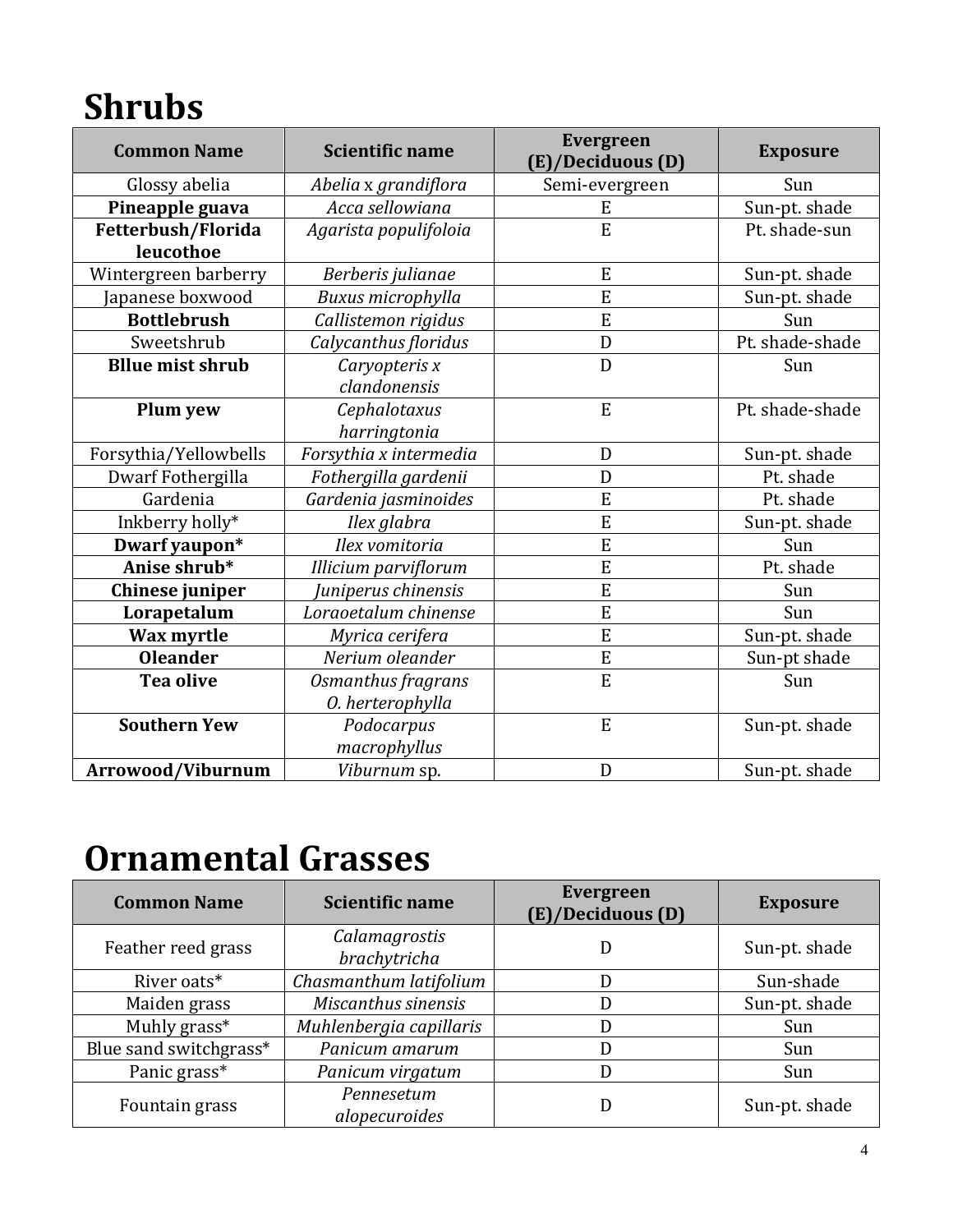# Shrubs

| Common Name | Scientific name | Evergreen (E)/Deciduous (D) | Exposure |
|---|---|---|---|
| Glossy abelia | *Abelia* x *grandiflora* | Semi-evergreen | Sun |
| **Pineapple guava** | *Acca sellowiana* | E | Sun-pt. shade |
| **Fetterbush/Florida leucothoe** | *Agarista populifoloia* | E | Pt. shade-sun |
| Wintergreen barberry | *Berberis julianae* | E | Sun-pt. shade |
| Japanese boxwood | *Buxus microphylla* | E | Sun-pt. shade |
| **Bottlebrush** | *Callistemon rigidus* | E | Sun |
| Sweetshrub | *Calycanthus floridus* | D | Pt. shade-shade |
| **Bllue mist shrub** | *Caryopteris x clandonensis* | D | Sun |
| **Plum yew** | *Cephalotaxus harringtonia* | E | Pt. shade-shade |
| Forsythia/Yellowbells | *Forsythia x intermedia* | D | Sun-pt. shade |
| Dwarf Fothergilla | *Fothergilla gardenii* | D | Pt. shade |
| Gardenia | *Gardenia jasminoides* | E | Pt. shade |
| Inkberry holly* | *Ilex glabra* | E | Sun-pt. shade |
| **Dwarf yaupon*** | *Ilex vomitoria* | E | Sun |
| **Anise shrub*** | *Illicium parviflorum* | E | Pt. shade |
| **Chinese juniper** | *Juniperus chinensis* | E | Sun |
| **Lorapetalum** | *Loraoetalum chinense* | E | Sun |
| **Wax myrtle** | *Myrica cerifera* | E | Sun-pt. shade |
| **Oleander** | *Nerium oleander* | E | Sun-pt shade |
| **Tea olive** | *Osmanthus fragrans O. herterophylla* | E | Sun |
| **Southern Yew** | *Podocarpus macrophyllus* | E | Sun-pt. shade |
| **Arrowood/Viburnum** | *Viburnum* sp. | D | Sun-pt. shade |

# Ornamental Grasses

| Common Name | Scientific name | Evergreen (E)/Deciduous (D) | Exposure |
|---|---|---|---|
| Feather reed grass | *Calamagrostis brachytricha* | D | Sun-pt. shade |
| River oats* | *Chasmanthum latifolium* | D | Sun-shade |
| Maiden grass | *Miscanthus sinensis* | D | Sun-pt. shade |
| Muhly grass* | *Muhlenbergia capillaris* | D | Sun |
| Blue sand switchgrass* | *Panicum amarum* | D | Sun |
| Panic grass* | *Panicum virgatum* | D | Sun |
| Fountain grass | *Pennesetum alopecuroides* | D | Sun-pt. shade |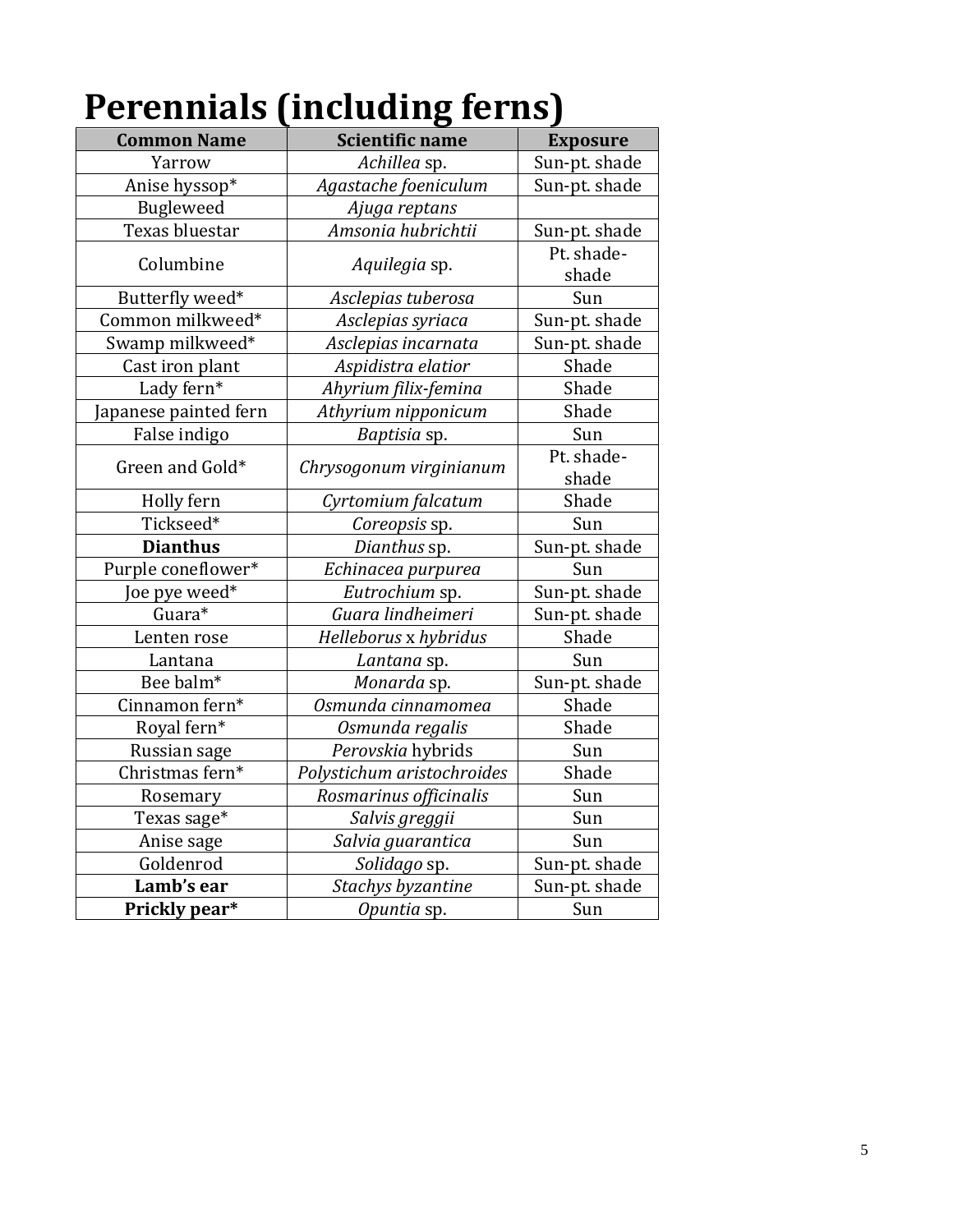# Perennials (including ferns)

| Common Name | Scientific name | Exposure |
|---|---|---|
| Yarrow | *Achillea* sp. | Sun-pt. shade |
| Anise hyssop* | *Agastache foeniculum* | Sun-pt. shade |
| Bugleweed | *Ajuga reptans* | |
| Texas bluestar | *Amsonia hubrichtii* | Sun-pt. shade |
| Columbine | *Aquilegia* sp. | Pt. shade-shade |
| Butterfly weed* | *Asclepias tuberosa* | Sun |
| Common milkweed* | *Asclepias syriaca* | Sun-pt. shade |
| Swamp milkweed* | *Asclepias incarnata* | Sun-pt. shade |
| Cast iron plant | *Aspidistra elatior* | Shade |
| Lady fern* | *Ahyrium filix-femina* | Shade |
| Japanese painted fern | *Athyrium nipponicum* | Shade |
| False indigo | *Baptisia* sp. | Sun |
| Green and Gold* | *Chrysogonum virginianum* | Pt. shade-shade |
| Holly fern | *Cyrtomium falcatum* | Shade |
| Tickseed* | *Coreopsis* sp. | Sun |
| **Dianthus** | *Dianthus* sp. | Sun-pt. shade |
| Purple coneflower* | *Echinacea purpurea* | Sun |
| Joe pye weed* | *Eutrochium* sp. | Sun-pt. shade |
| Guara* | *Guara lindheimeri* | Sun-pt. shade |
| Lenten rose | *Helleborus* x *hybridus* | Shade |
| Lantana | *Lantana* sp. | Sun |
| Bee balm* | *Monarda* sp. | Sun-pt. shade |
| Cinnamon fern* | *Osmunda cinnamomea* | Shade |
| Royal fern* | *Osmunda regalis* | Shade |
| Russian sage | *Perovskia* hybrids | Sun |
| Christmas fern* | *Polystichum aristochroides* | Shade |
| Rosemary | *Rosmarinus officinalis* | Sun |
| Texas sage* | *Salvis greggii* | Sun |
| Anise sage | *Salvia guarantica* | Sun |
| Goldenrod | *Solidago* sp. | Sun-pt. shade |
| **Lamb's ear** | *Stachys byzantine* | Sun-pt. shade |
| **Prickly pear*** | *Opuntia* sp. | Sun |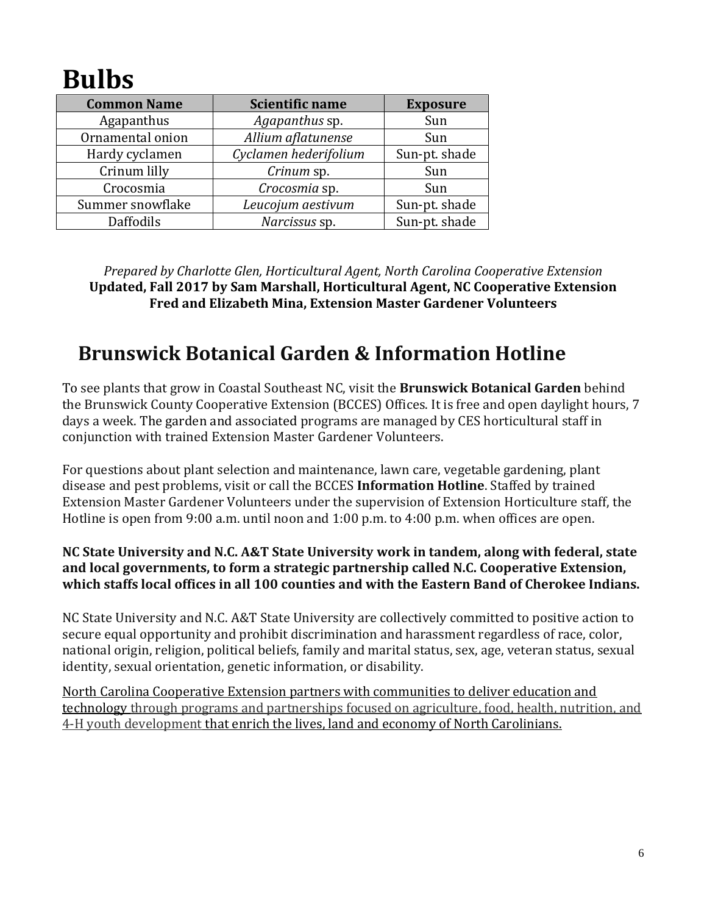# Bulbs

| Common Name | Scientific name | Exposure |
|---|---|---|
| Agapanthus | *Agapanthus* sp. | Sun |
| Ornamental onion | *Allium aflatunense* | Sun |
| Hardy cyclamen | *Cyclamen hederifolium* | Sun-pt. shade |
| Crinum lilly | *Crinum* sp. | Sun |
| Crocosmia | *Crocosmia* sp. | Sun |
| Summer snowflake | *Leucojum aestivum* | Sun-pt. shade |
| Daffodils | *Narcissus* sp. | Sun-pt. shade |

*Prepared by Charlotte Glen, Horticultural Agent, North Carolina Cooperative Extension*
**Updated, Fall 2017 by Sam Marshall, Horticultural Agent, NC Cooperative Extension**
**Fred and Elizabeth Mina, Extension Master Gardener Volunteers**

## Brunswick Botanical Garden & Information Hotline

To see plants that grow in Coastal Southeast NC, visit the **Brunswick Botanical Garden** behind the Brunswick County Cooperative Extension (BCCES) Offices. It is free and open daylight hours, 7 days a week. The garden and associated programs are managed by CES horticultural staff in conjunction with trained Extension Master Gardener Volunteers.

For questions about plant selection and maintenance, lawn care, vegetable gardening, plant disease and pest problems, visit or call the BCCES **Information Hotline**. Staffed by trained Extension Master Gardener Volunteers under the supervision of Extension Horticulture staff, the Hotline is open from 9:00 a.m. until noon and 1:00 p.m. to 4:00 p.m. when offices are open.

**NC State University and N.C. A&T State University work in tandem, along with federal, state and local governments, to form a strategic partnership called N.C. Cooperative Extension, which staffs local offices in all 100 counties and with the Eastern Band of Cherokee Indians.**

NC State University and N.C. A&T State University are collectively committed to positive action to secure equal opportunity and prohibit discrimination and harassment regardless of race, color, national origin, religion, political beliefs, family and marital status, sex, age, veteran status, sexual identity, sexual orientation, genetic information, or disability.

North Carolina Cooperative Extension partners with communities to deliver education and technology through programs and partnerships focused on agriculture, food, health, nutrition, and 4-H youth development that enrich the lives, land and economy of North Carolinians.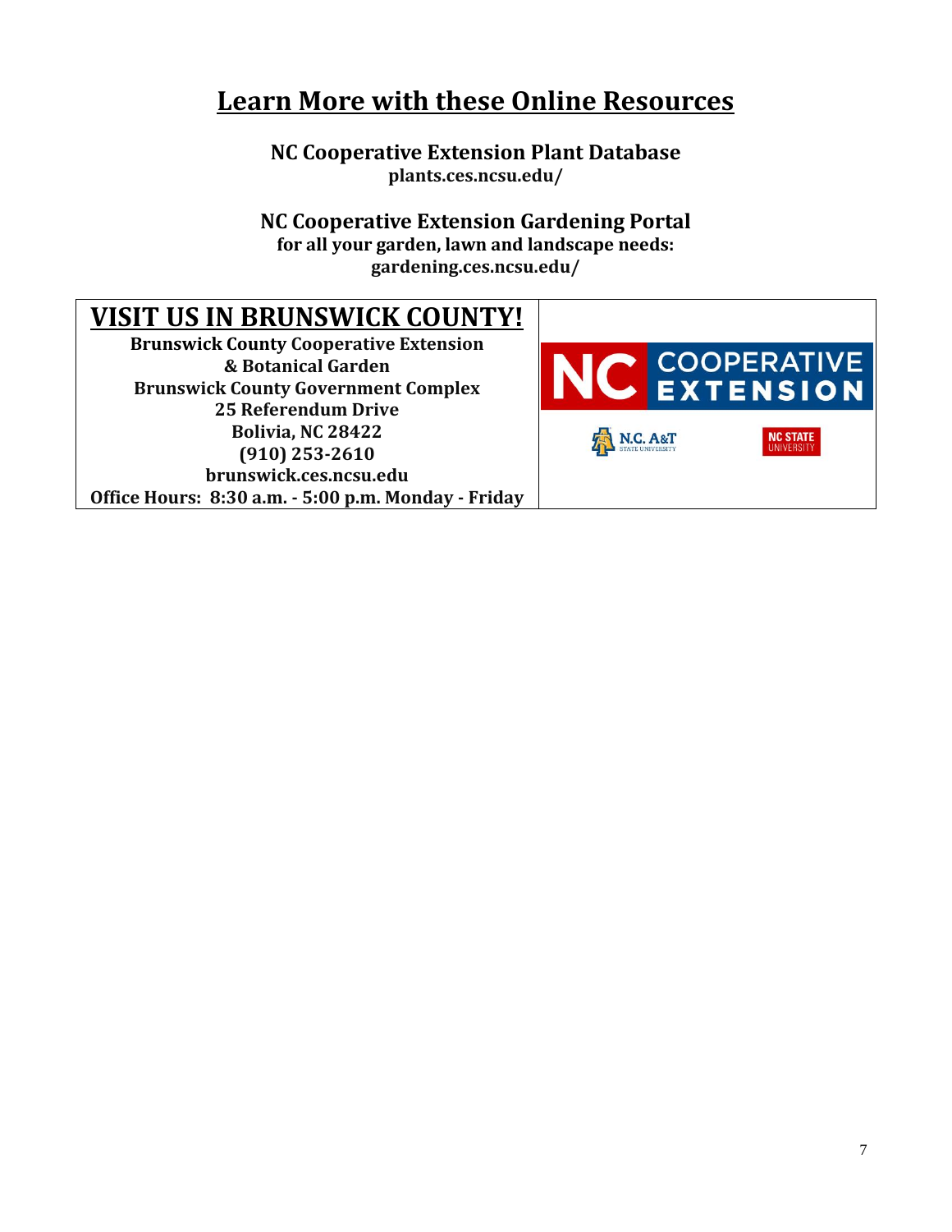# Learn More with these Online Resources

**NC Cooperative Extension Plant Database**
**plants.ces.ncsu.edu/**

**NC Cooperative Extension Gardening Portal**
**for all your garden, lawn and landscape needs:**
**gardening.ces.ncsu.edu/**

## VISIT US IN BRUNSWICK COUNTY!

**Brunswick County Cooperative Extension**
**& Botanical Garden**
**Brunswick County Government Complex**
**25 Referendum Drive**
**Bolivia, NC 28422**
**(910) 253-2610**
**brunswick.ces.ncsu.edu**
**Office Hours: 8:30 a.m. - 5:00 p.m. Monday - Friday**

NC COOPERATIVE EXTENSION

N.C. A&T STATE UNIVERSITY

NC STATE UNIVERSITY